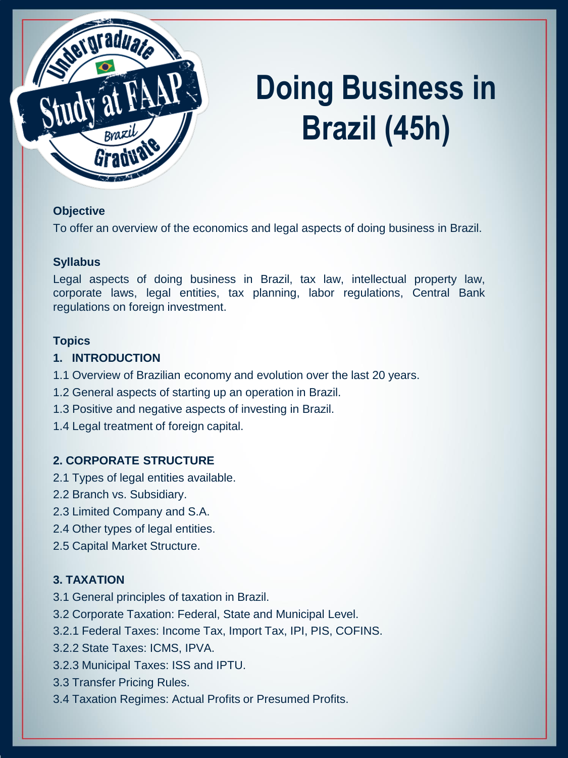# Doing Business in Brazil (45h)

**Objective**

To offer an overview of the economics and legal aspects of doing business in Brazil.

**Syllabus**

Legal aspects of doing business in Brazil, tax law, intellectual property law, corporate laws, legal entities, tax planning, labor regulations, Central Bank regulations on foreign investment.

**Topics**

**1. INTRODUCTION**

1.1 Overview of Brazilian economy and evolution over the last 20 years.

1.2 General aspects of starting up an operation in Brazil.

1.3 Positive and negative aspects of investing in Brazil.

1.4 Legal treatment of foreign capital.

**2. CORPORATE STRUCTURE**

2.1 Types of legal entities available.

2.2 Branch vs. Subsidiary.

2.3 Limited Company and S.A.

2.4 Other types of legal entities.

2.5 Capital Market Structure.

**3. TAXATION**

3.1 General principles of taxation in Brazil.

3.2 Corporate Taxation: Federal, State and Municipal Level.

3.2.1 Federal Taxes: Income Tax, Import Tax, IPI, PIS, COFINS.

3.2.2 State Taxes: ICMS, IPVA.

3.2.3 Municipal Taxes: ISS and IPTU.

3.3 Transfer Pricing Rules.

3.4 Taxation Regimes: Actual Profits or Presumed Profits.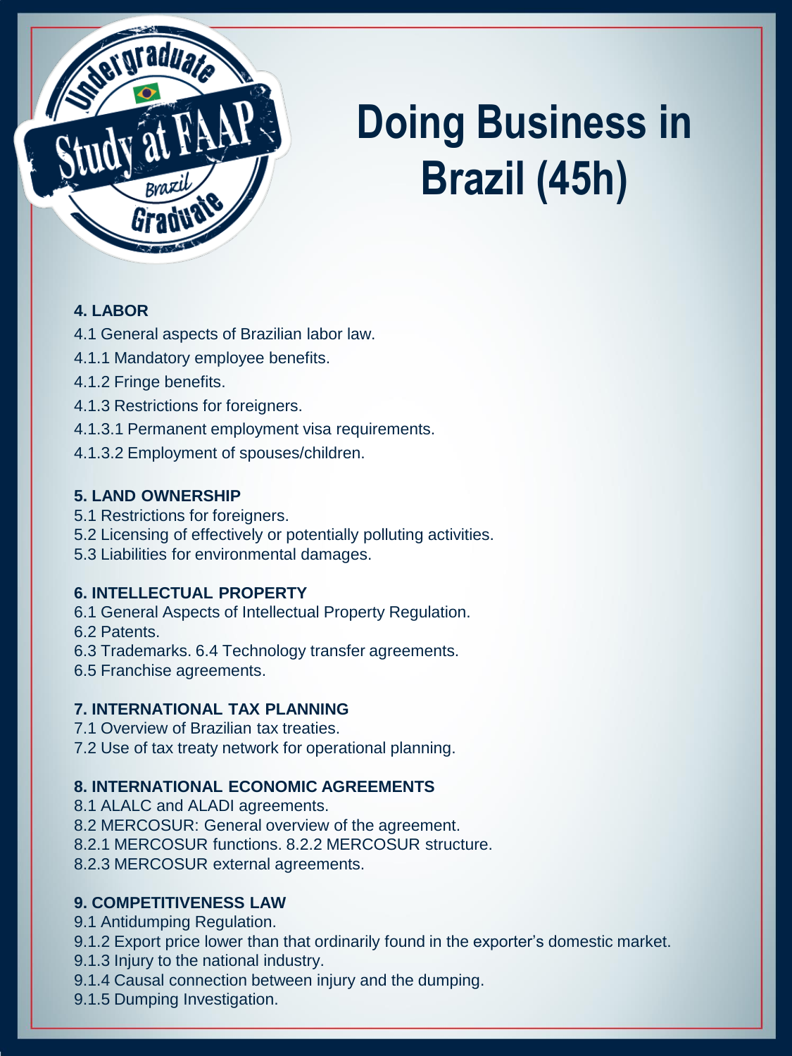# Doing Business in Brazil (45h)

**4. LABOR**

4.1 General aspects of Brazilian labor law.

4.1.1 Mandatory employee benefits.

4.1.2 Fringe benefits.

4.1.3 Restrictions for foreigners.

4.1.3.1 Permanent employment visa requirements.

4.1.3.2 Employment of spouses/children.

**5. LAND OWNERSHIP**

5.1 Restrictions for foreigners.
5.2 Licensing of effectively or potentially polluting activities.
5.3 Liabilities for environmental damages.

**6. INTELLECTUAL PROPERTY**

6.1 General Aspects of Intellectual Property Regulation.
6.2 Patents.
6.3 Trademarks. 6.4 Technology transfer agreements.
6.5 Franchise agreements.

**7. INTERNATIONAL TAX PLANNING**

7.1 Overview of Brazilian tax treaties.
7.2 Use of tax treaty network for operational planning.

**8. INTERNATIONAL ECONOMIC AGREEMENTS**

8.1 ALALC and ALADI agreements.
8.2 MERCOSUR: General overview of the agreement.
8.2.1 MERCOSUR functions. 8.2.2 MERCOSUR structure.
8.2.3 MERCOSUR external agreements.

**9. COMPETITIVENESS LAW**

9.1 Antidumping Regulation.
9.1.2 Export price lower than that ordinarily found in the exporter's domestic market.
9.1.3 Injury to the national industry.
9.1.4 Causal connection between injury and the dumping.
9.1.5 Dumping Investigation.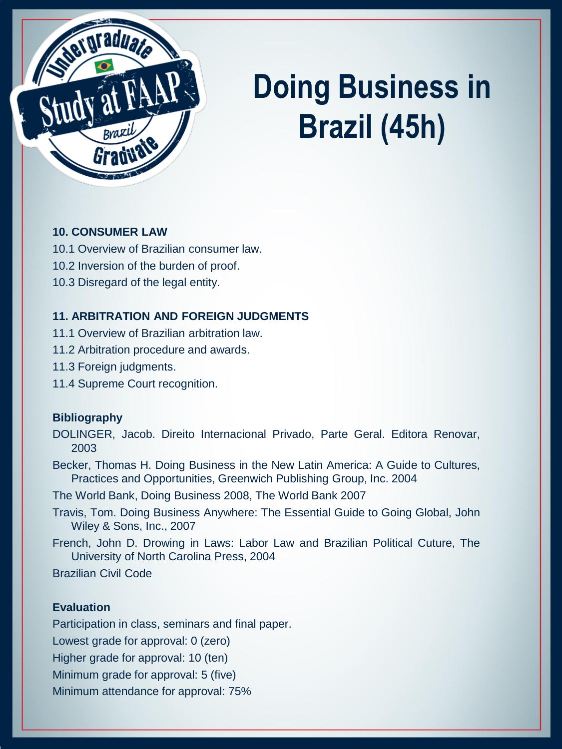# Doing Business in Brazil (45h)

**10. CONSUMER LAW**

10.1 Overview of Brazilian consumer law.

10.2 Inversion of the burden of proof.

10.3 Disregard of the legal entity.

**11. ARBITRATION AND FOREIGN JUDGMENTS**

11.1 Overview of Brazilian arbitration law.

11.2 Arbitration procedure and awards.

11.3 Foreign judgments.

11.4 Supreme Court recognition.

**Bibliography**

DOLINGER, Jacob. Direito Internacional Privado, Parte Geral. Editora Renovar, 2003

Becker, Thomas H. Doing Business in the New Latin America: A Guide to Cultures, Practices and Opportunities, Greenwich Publishing Group, Inc. 2004

The World Bank, Doing Business 2008, The World Bank 2007

Travis, Tom. Doing Business Anywhere: The Essential Guide to Going Global, John Wiley & Sons, Inc., 2007

French, John D. Drowing in Laws: Labor Law and Brazilian Political Cuture, The University of North Carolina Press, 2004

Brazilian Civil Code

**Evaluation**

Participation in class, seminars and final paper.

Lowest grade for approval: 0 (zero)

Higher grade for approval: 10 (ten)

Minimum grade for approval: 5 (five)

Minimum attendance for approval: 75%